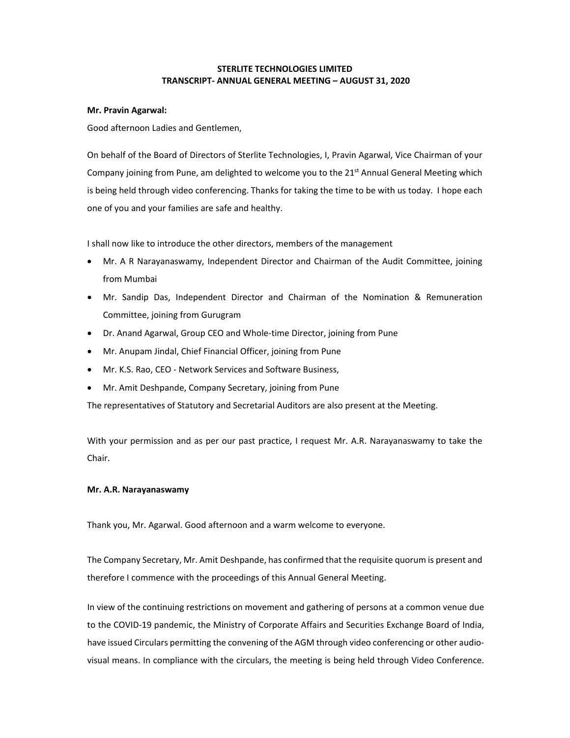**STERLITE TECHNOLOGIES LIMITED**
**TRANSCRIPT- ANNUAL GENERAL MEETING – AUGUST 31, 2020**

**Mr. Pravin Agarwal:**

Good afternoon Ladies and Gentlemen,

On behalf of the Board of Directors of Sterlite Technologies, I, Pravin Agarwal, Vice Chairman of your Company joining from Pune, am delighted to welcome you to the 21st Annual General Meeting which is being held through video conferencing. Thanks for taking the time to be with us today. I hope each one of you and your families are safe and healthy.

I shall now like to introduce the other directors, members of the management

- Mr. A R Narayanaswamy, Independent Director and Chairman of the Audit Committee, joining from Mumbai
- Mr. Sandip Das, Independent Director and Chairman of the Nomination & Remuneration Committee, joining from Gurugram
- Dr. Anand Agarwal, Group CEO and Whole-time Director, joining from Pune
- Mr. Anupam Jindal, Chief Financial Officer, joining from Pune
- Mr. K.S. Rao, CEO - Network Services and Software Business,
- Mr. Amit Deshpande, Company Secretary, joining from Pune

The representatives of Statutory and Secretarial Auditors are also present at the Meeting.

With your permission and as per our past practice, I request Mr. A.R. Narayanaswamy to take the Chair.

**Mr. A.R. Narayanaswamy**

Thank you, Mr. Agarwal. Good afternoon and a warm welcome to everyone.

The Company Secretary, Mr. Amit Deshpande, has confirmed that the requisite quorum is present and therefore I commence with the proceedings of this Annual General Meeting.

In view of the continuing restrictions on movement and gathering of persons at a common venue due to the COVID-19 pandemic, the Ministry of Corporate Affairs and Securities Exchange Board of India, have issued Circulars permitting the convening of the AGM through video conferencing or other audio-visual means. In compliance with the circulars, the meeting is being held through Video Conference.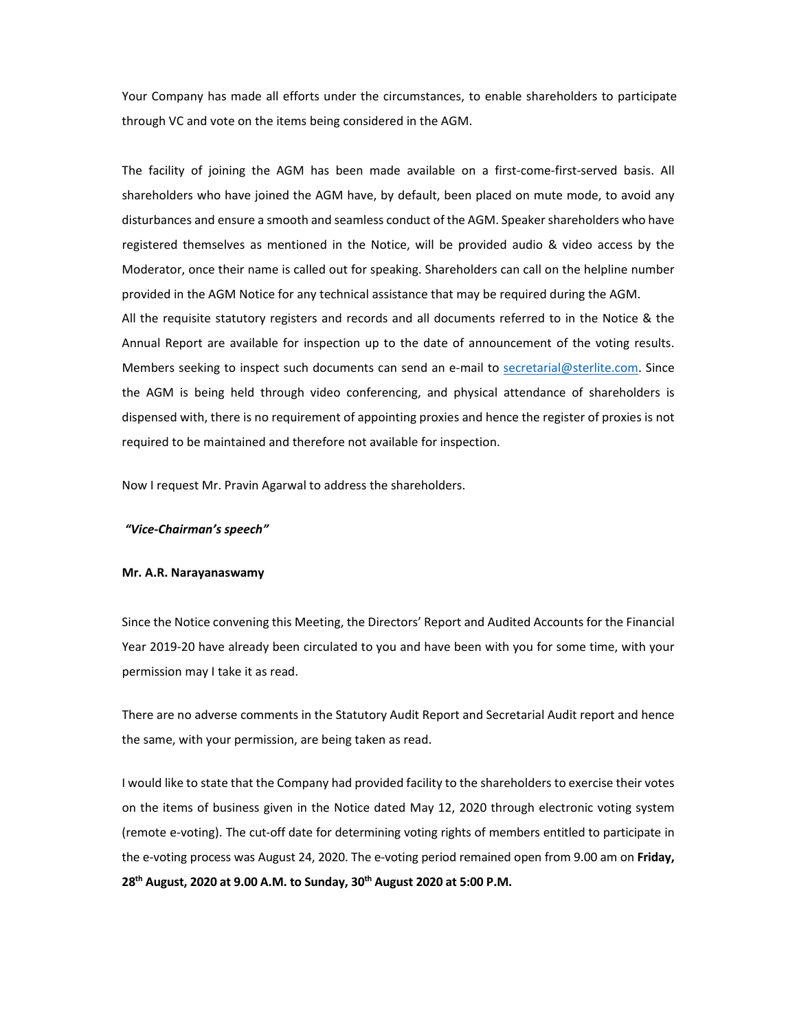Your Company has made all efforts under the circumstances, to enable shareholders to participate through VC and vote on the items being considered in the AGM.

The facility of joining the AGM has been made available on a first-come-first-served basis. All shareholders who have joined the AGM have, by default, been placed on mute mode, to avoid any disturbances and ensure a smooth and seamless conduct of the AGM. Speaker shareholders who have registered themselves as mentioned in the Notice, will be provided audio & video access by the Moderator, once their name is called out for speaking. Shareholders can call on the helpline number provided in the AGM Notice for any technical assistance that may be required during the AGM.

All the requisite statutory registers and records and all documents referred to in the Notice & the Annual Report are available for inspection up to the date of announcement of the voting results. Members seeking to inspect such documents can send an e-mail to secretarial@sterlite.com. Since the AGM is being held through video conferencing, and physical attendance of shareholders is dispensed with, there is no requirement of appointing proxies and hence the register of proxies is not required to be maintained and therefore not available for inspection.

Now I request Mr. Pravin Agarwal to address the shareholders.

***"Vice-Chairman's speech"***

**Mr. A.R. Narayanaswamy**

Since the Notice convening this Meeting, the Directors' Report and Audited Accounts for the Financial Year 2019-20 have already been circulated to you and have been with you for some time, with your permission may I take it as read.

There are no adverse comments in the Statutory Audit Report and Secretarial Audit report and hence the same, with your permission, are being taken as read.

I would like to state that the Company had provided facility to the shareholders to exercise their votes on the items of business given in the Notice dated May 12, 2020 through electronic voting system (remote e-voting). The cut-off date for determining voting rights of members entitled to participate in the e-voting process was August 24, 2020. The e-voting period remained open from 9.00 am on **Friday, 28th August, 2020 at 9.00 A.M. to Sunday, 30th August 2020 at 5:00 P.M.**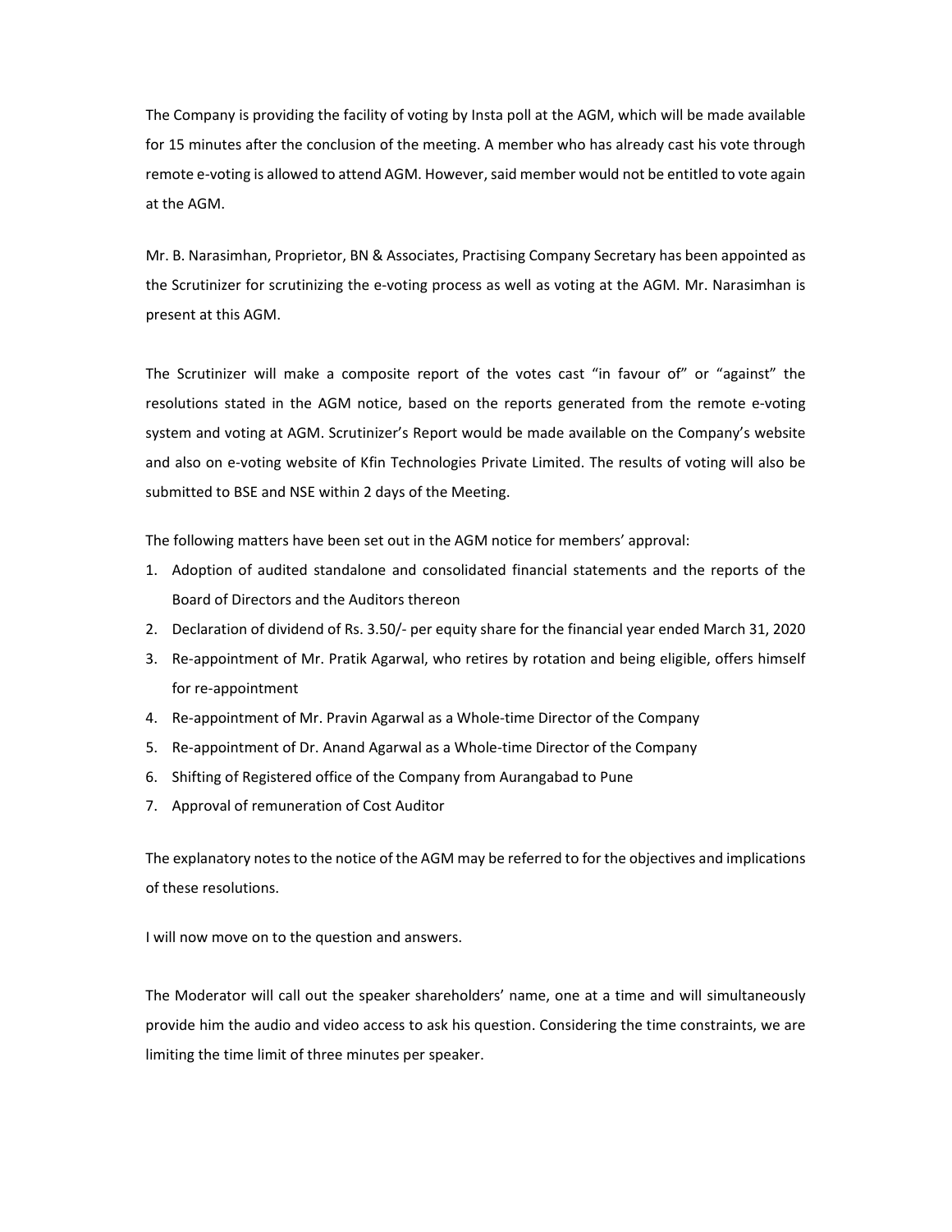The Company is providing the facility of voting by Insta poll at the AGM, which will be made available for 15 minutes after the conclusion of the meeting. A member who has already cast his vote through remote e-voting is allowed to attend AGM. However, said member would not be entitled to vote again at the AGM.

Mr. B. Narasimhan, Proprietor, BN & Associates, Practising Company Secretary has been appointed as the Scrutinizer for scrutinizing the e-voting process as well as voting at the AGM. Mr. Narasimhan is present at this AGM.

The Scrutinizer will make a composite report of the votes cast "in favour of" or "against" the resolutions stated in the AGM notice, based on the reports generated from the remote e-voting system and voting at AGM. Scrutinizer's Report would be made available on the Company's website and also on e-voting website of Kfin Technologies Private Limited. The results of voting will also be submitted to BSE and NSE within 2 days of the Meeting.

The following matters have been set out in the AGM notice for members' approval:

1. Adoption of audited standalone and consolidated financial statements and the reports of the Board of Directors and the Auditors thereon
2. Declaration of dividend of Rs. 3.50/- per equity share for the financial year ended March 31, 2020
3. Re-appointment of Mr. Pratik Agarwal, who retires by rotation and being eligible, offers himself for re-appointment
4. Re-appointment of Mr. Pravin Agarwal as a Whole-time Director of the Company
5. Re-appointment of Dr. Anand Agarwal as a Whole-time Director of the Company
6. Shifting of Registered office of the Company from Aurangabad to Pune
7. Approval of remuneration of Cost Auditor

The explanatory notes to the notice of the AGM may be referred to for the objectives and implications of these resolutions.

I will now move on to the question and answers.

The Moderator will call out the speaker shareholders' name, one at a time and will simultaneously provide him the audio and video access to ask his question. Considering the time constraints, we are limiting the time limit of three minutes per speaker.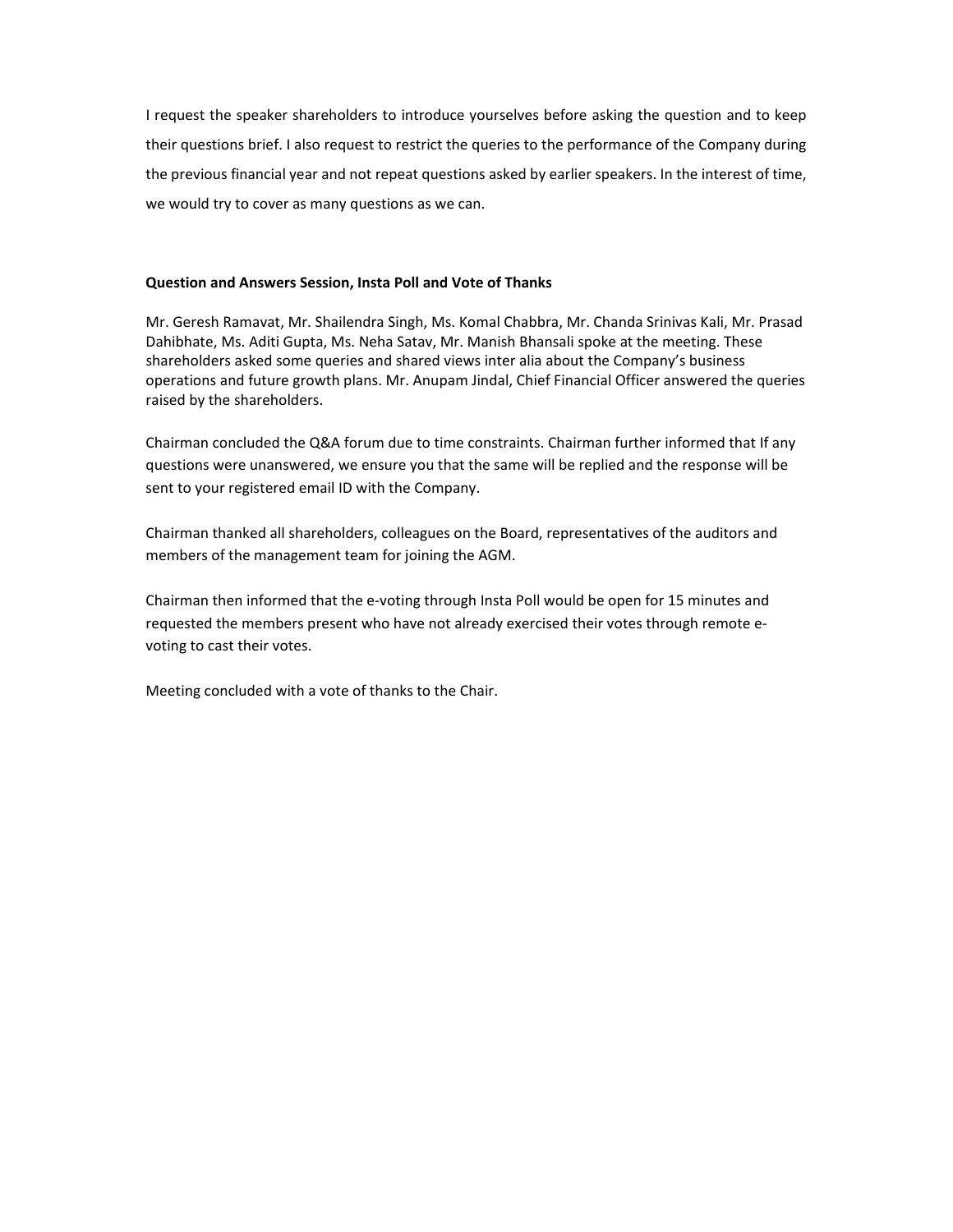I request the speaker shareholders to introduce yourselves before asking the question and to keep their questions brief. I also request to restrict the queries to the performance of the Company during the previous financial year and not repeat questions asked by earlier speakers. In the interest of time, we would try to cover as many questions as we can.

**Question and Answers Session, Insta Poll and Vote of Thanks**

Mr. Geresh Ramavat, Mr. Shailendra Singh, Ms. Komal Chabbra, Mr. Chanda Srinivas Kali, Mr. Prasad Dahibhate, Ms. Aditi Gupta, Ms. Neha Satav, Mr. Manish Bhansali spoke at the meeting. These shareholders asked some queries and shared views inter alia about the Company's business operations and future growth plans. Mr. Anupam Jindal, Chief Financial Officer answered the queries raised by the shareholders.

Chairman concluded the Q&A forum due to time constraints. Chairman further informed that If any questions were unanswered, we ensure you that the same will be replied and the response will be sent to your registered email ID with the Company.

Chairman thanked all shareholders, colleagues on the Board, representatives of the auditors and members of the management team for joining the AGM.

Chairman then informed that the e-voting through Insta Poll would be open for 15 minutes and requested the members present who have not already exercised their votes through remote e-voting to cast their votes.

Meeting concluded with a vote of thanks to the Chair.